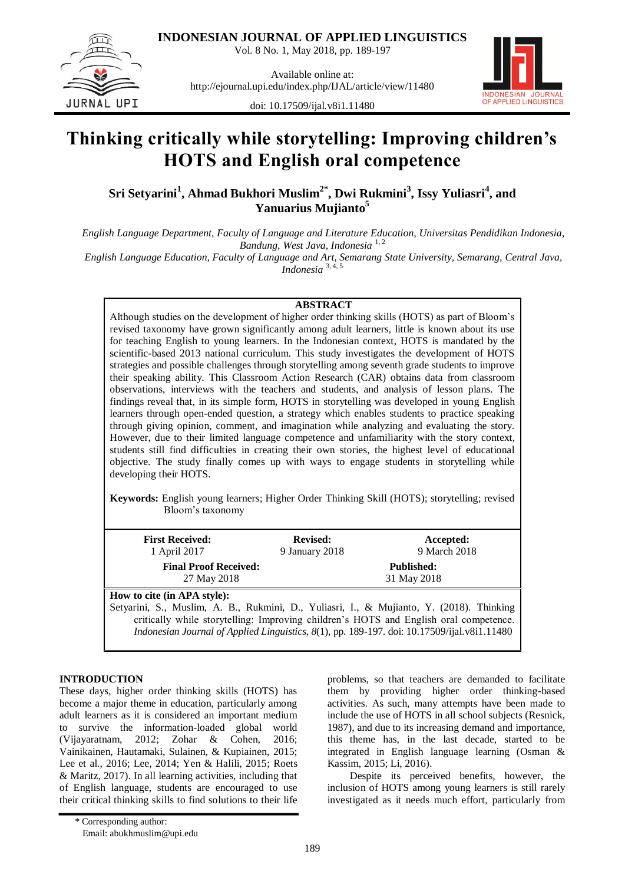# Thinking critically while storytelling: Improving children's HOTS and English oral competence

**Sri Setyarini[1], Ahmad Bukhori Muslim[2*], Dwi Rukmini[3], Issy Yuliasri[4], and Yanuarius Mujianto[5]**

*English Language Department, Faculty of Language and Literature Education, Universitas Pendidikan Indonesia, Bandung, West Java, Indonesia* [1, 2]
*English Language Education, Faculty of Language and Art, Semarang State University, Semarang, Central Java, Indonesia* [3, 4, 5]

**ABSTRACT**

Although studies on the development of higher order thinking skills (HOTS) as part of Bloom's revised taxonomy have grown significantly among adult learners, little is known about its use for teaching English to young learners. In the Indonesian context, HOTS is mandated by the scientific-based 2013 national curriculum. This study investigates the development of HOTS strategies and possible challenges through storytelling among seventh grade students to improve their speaking ability. This Classroom Action Research (CAR) obtains data from classroom observations, interviews with the teachers and students, and analysis of lesson plans. The findings reveal that, in its simple form, HOTS in storytelling was developed in young English learners through open-ended question, a strategy which enables students to practice speaking through giving opinion, comment, and imagination while analyzing and evaluating the story. However, due to their limited language competence and unfamiliarity with the story context, students still find difficulties in creating their own stories, the highest level of educational objective. The study finally comes up with ways to engage students in storytelling while developing their HOTS.

**Keywords:** English young learners; Higher Order Thinking Skill (HOTS); storytelling; revised Bloom's taxonomy

| **First Received:** 1 April 2017 | **Revised:** 9 January 2018 | **Accepted:** 9 March 2018 |
| --- | --- | --- |
| **Final Proof Received:** 27 May 2018 | | **Published:** 31 May 2018 |

**How to cite (in APA style):**
Setyarini, S., Muslim, A. B., Rukmini, D., Yuliasri, I., & Mujianto, Y. (2018). Thinking critically while storytelling: Improving children's HOTS and English oral competence. *Indonesian Journal of Applied Linguistics, 8*(1), pp. 189-197. doi: 10.17509/ijal.v8i1.11480

## INTRODUCTION

These days, higher order thinking skills (HOTS) has become a major theme in education, particularly among adult learners as it is considered an important medium to survive the information-loaded global world (Vijayaratnam, 2012; Zohar & Cohen, 2016; Vainikainen, Hautamaki, Sulainen, & Kupiainen, 2015; Lee et al., 2016; Lee, 2014; Yen & Halili, 2015; Roets & Maritz, 2017). In all learning activities, including that of English language, students are encouraged to use their critical thinking skills to find solutions to their life problems, so that teachers are demanded to facilitate them by providing higher order thinking-based activities. As such, many attempts have been made to include the use of HOTS in all school subjects (Resnick, 1987), and due to its increasing demand and importance, this theme has, in the last decade, started to be integrated in English language learning (Osman & Kassim, 2015; Li, 2016).

Despite its perceived benefits, however, the inclusion of HOTS among young learners is still rarely investigated as it needs much effort, particularly from

\* Corresponding author:
Email: abukhmuslim@upi.edu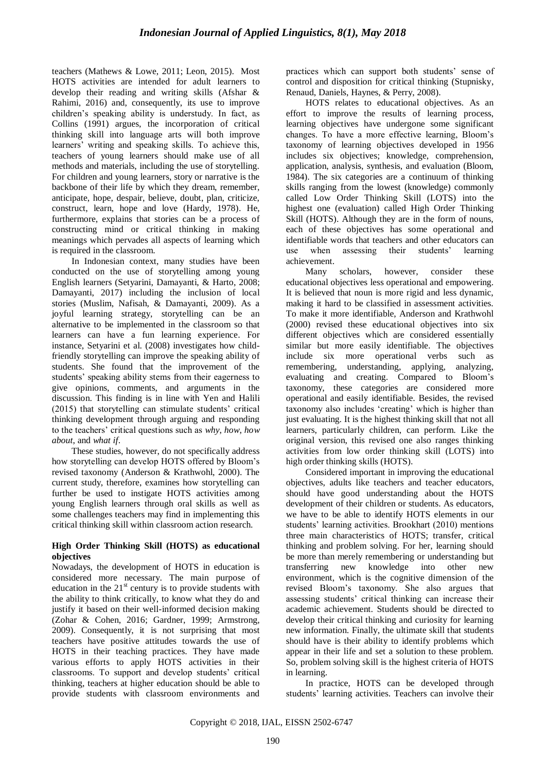teachers (Mathews & Lowe, 2011; Leon, 2015). Most HOTS activities are intended for adult learners to develop their reading and writing skills (Afshar & Rahimi, 2016) and, consequently, its use to improve children's speaking ability is understudy. In fact, as Collins (1991) argues, the incorporation of critical thinking skill into language arts will both improve learners' writing and speaking skills. To achieve this, teachers of young learners should make use of all methods and materials, including the use of storytelling. For children and young learners, story or narrative is the backbone of their life by which they dream, remember, anticipate, hope, despair, believe, doubt, plan, criticize, construct, learn, hope and love (Hardy, 1978). He, furthermore, explains that stories can be a process of constructing mind or critical thinking in making meanings which pervades all aspects of learning which is required in the classroom.

In Indonesian context, many studies have been conducted on the use of storytelling among young English learners (Setyarini, Damayanti, & Harto, 2008; Damayanti, 2017) including the inclusion of local stories (Muslim, Nafisah, & Damayanti, 2009). As a joyful learning strategy, storytelling can be an alternative to be implemented in the classroom so that learners can have a fun learning experience. For instance, Setyarini et al. (2008) investigates how child-friendly storytelling can improve the speaking ability of students. She found that the improvement of the students' speaking ability stems from their eagerness to give opinions, comments, and arguments in the discussion. This finding is in line with Yen and Halili (2015) that storytelling can stimulate students' critical thinking development through arguing and responding to the teachers' critical questions such as *why*, *how*, *how about*, and *what if*.

These studies, however, do not specifically address how storytelling can develop HOTS offered by Bloom's revised taxonomy (Anderson & Krathwohl, 2000). The current study, therefore, examines how storytelling can further be used to instigate HOTS activities among young English learners through oral skills as well as some challenges teachers may find in implementing this critical thinking skill within classroom action research.

**High Order Thinking Skill (HOTS) as educational objectives**

Nowadays, the development of HOTS in education is considered more necessary. The main purpose of education in the 21st century is to provide students with the ability to think critically, to know what they do and justify it based on their well-informed decision making (Zohar & Cohen, 2016; Gardner, 1999; Armstrong, 2009). Consequently, it is not surprising that most teachers have positive attitudes towards the use of HOTS in their teaching practices. They have made various efforts to apply HOTS activities in their classrooms. To support and develop students' critical thinking, teachers at higher education should be able to provide students with classroom environments and practices which can support both students' sense of control and disposition for critical thinking (Stupnisky, Renaud, Daniels, Haynes, & Perry, 2008).

HOTS relates to educational objectives. As an effort to improve the results of learning process, learning objectives have undergone some significant changes. To have a more effective learning, Bloom's taxonomy of learning objectives developed in 1956 includes six objectives; knowledge, comprehension, application, analysis, synthesis, and evaluation (Bloom, 1984). The six categories are a continuum of thinking skills ranging from the lowest (knowledge) commonly called Low Order Thinking Skill (LOTS) into the highest one (evaluation) called High Order Thinking Skill (HOTS). Although they are in the form of nouns, each of these objectives has some operational and identifiable words that teachers and other educators can use when assessing their students' learning achievement.

Many scholars, however, consider these educational objectives less operational and empowering. It is believed that noun is more rigid and less dynamic, making it hard to be classified in assessment activities. To make it more identifiable, Anderson and Krathwohl (2000) revised these educational objectives into six different objectives which are considered essentially similar but more easily identifiable. The objectives include six more operational verbs such as remembering, understanding, applying, analyzing, evaluating and creating. Compared to Bloom's taxonomy, these categories are considered more operational and easily identifiable. Besides, the revised taxonomy also includes 'creating' which is higher than just evaluating. It is the highest thinking skill that not all learners, particularly children, can perform. Like the original version, this revised one also ranges thinking activities from low order thinking skill (LOTS) into high order thinking skills (HOTS).

Considered important in improving the educational objectives, adults like teachers and teacher educators, should have good understanding about the HOTS development of their children or students. As educators, we have to be able to identify HOTS elements in our students' learning activities. Brookhart (2010) mentions three main characteristics of HOTS; transfer, critical thinking and problem solving. For her, learning should be more than merely remembering or understanding but transferring new knowledge into other new environment, which is the cognitive dimension of the revised Bloom's taxonomy. She also argues that assessing students' critical thinking can increase their academic achievement. Students should be directed to develop their critical thinking and curiosity for learning new information. Finally, the ultimate skill that students should have is their ability to identify problems which appear in their life and set a solution to these problem. So, problem solving skill is the highest criteria of HOTS in learning.

In practice, HOTS can be developed through students' learning activities. Teachers can involve their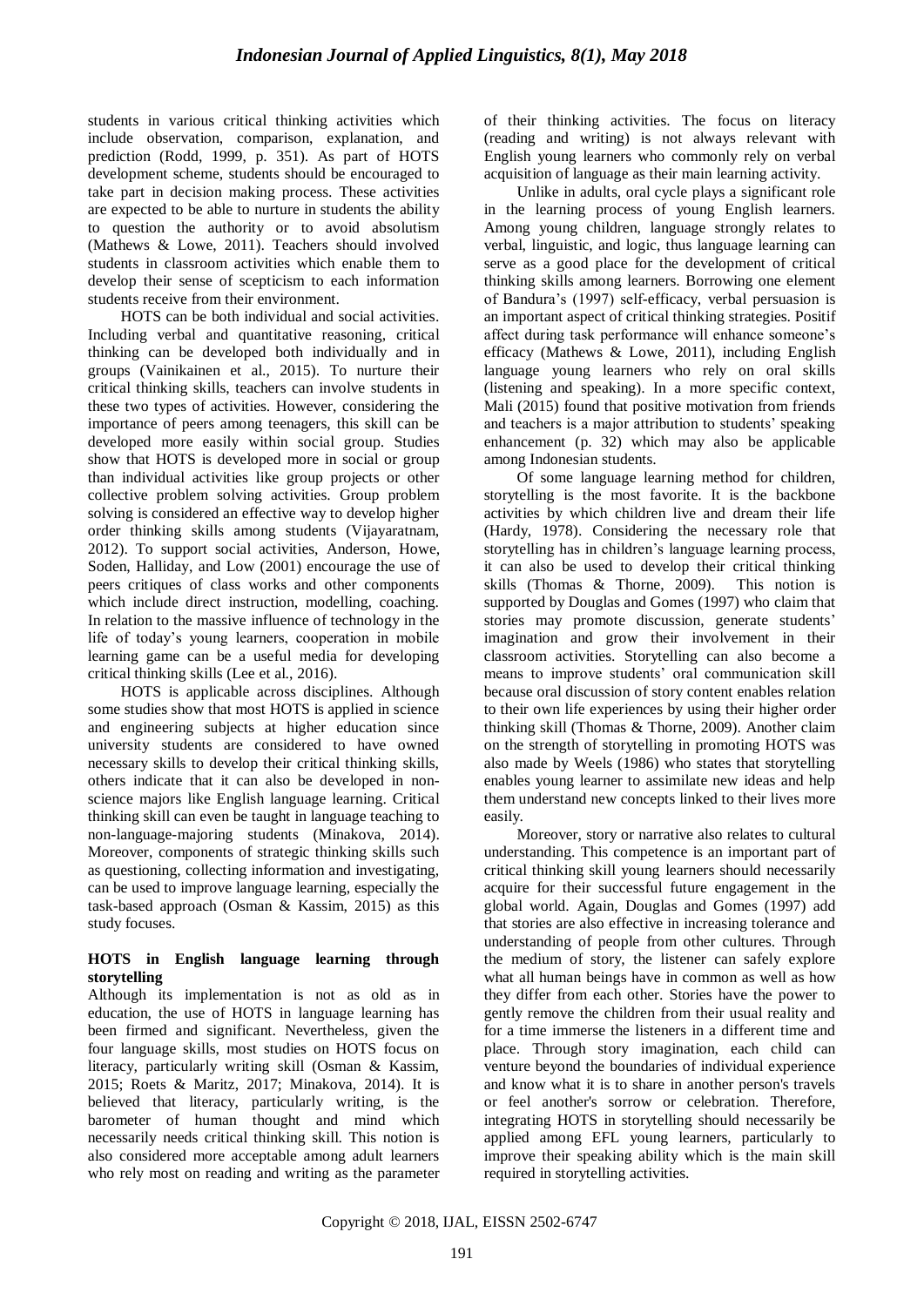students in various critical thinking activities which include observation, comparison, explanation, and prediction (Rodd, 1999, p. 351). As part of HOTS development scheme, students should be encouraged to take part in decision making process. These activities are expected to be able to nurture in students the ability to question the authority or to avoid absolutism (Mathews & Lowe, 2011). Teachers should involved students in classroom activities which enable them to develop their sense of scepticism to each information students receive from their environment.

HOTS can be both individual and social activities. Including verbal and quantitative reasoning, critical thinking can be developed both individually and in groups (Vainikainen et al., 2015). To nurture their critical thinking skills, teachers can involve students in these two types of activities. However, considering the importance of peers among teenagers, this skill can be developed more easily within social group. Studies show that HOTS is developed more in social or group than individual activities like group projects or other collective problem solving activities. Group problem solving is considered an effective way to develop higher order thinking skills among students (Vijayaratnam, 2012). To support social activities, Anderson, Howe, Soden, Halliday, and Low (2001) encourage the use of peers critiques of class works and other components which include direct instruction, modelling, coaching. In relation to the massive influence of technology in the life of today's young learners, cooperation in mobile learning game can be a useful media for developing critical thinking skills (Lee et al., 2016).

HOTS is applicable across disciplines. Although some studies show that most HOTS is applied in science and engineering subjects at higher education since university students are considered to have owned necessary skills to develop their critical thinking skills, others indicate that it can also be developed in non-science majors like English language learning. Critical thinking skill can even be taught in language teaching to non-language-majoring students (Minakova, 2014). Moreover, components of strategic thinking skills such as questioning, collecting information and investigating, can be used to improve language learning, especially the task-based approach (Osman & Kassim, 2015) as this study focuses.

### HOTS in English language learning through storytelling

Although its implementation is not as old as in education, the use of HOTS in language learning has been firmed and significant. Nevertheless, given the four language skills, most studies on HOTS focus on literacy, particularly writing skill (Osman & Kassim, 2015; Roets & Maritz, 2017; Minakova, 2014). It is believed that literacy, particularly writing, is the barometer of human thought and mind which necessarily needs critical thinking skill. This notion is also considered more acceptable among adult learners who rely most on reading and writing as the parameter of their thinking activities. The focus on literacy (reading and writing) is not always relevant with English young learners who commonly rely on verbal acquisition of language as their main learning activity.

Unlike in adults, oral cycle plays a significant role in the learning process of young English learners. Among young children, language strongly relates to verbal, linguistic, and logic, thus language learning can serve as a good place for the development of critical thinking skills among learners. Borrowing one element of Bandura's (1997) self-efficacy, verbal persuasion is an important aspect of critical thinking strategies. Positif affect during task performance will enhance someone's efficacy (Mathews & Lowe, 2011), including English language young learners who rely on oral skills (listening and speaking). In a more specific context, Mali (2015) found that positive motivation from friends and teachers is a major attribution to students' speaking enhancement (p. 32) which may also be applicable among Indonesian students.

Of some language learning method for children, storytelling is the most favorite. It is the backbone activities by which children live and dream their life (Hardy, 1978). Considering the necessary role that storytelling has in children's language learning process, it can also be used to develop their critical thinking skills (Thomas & Thorne, 2009). This notion is supported by Douglas and Gomes (1997) who claim that stories may promote discussion, generate students' imagination and grow their involvement in their classroom activities. Storytelling can also become a means to improve students' oral communication skill because oral discussion of story content enables relation to their own life experiences by using their higher order thinking skill (Thomas & Thorne, 2009). Another claim on the strength of storytelling in promoting HOTS was also made by Weels (1986) who states that storytelling enables young learner to assimilate new ideas and help them understand new concepts linked to their lives more easily.

Moreover, story or narrative also relates to cultural understanding. This competence is an important part of critical thinking skill young learners should necessarily acquire for their successful future engagement in the global world. Again, Douglas and Gomes (1997) add that stories are also effective in increasing tolerance and understanding of people from other cultures. Through the medium of story, the listener can safely explore what all human beings have in common as well as how they differ from each other. Stories have the power to gently remove the children from their usual reality and for a time immerse the listeners in a different time and place. Through story imagination, each child can venture beyond the boundaries of individual experience and know what it is to share in another person's travels or feel another's sorrow or celebration. Therefore, integrating HOTS in storytelling should necessarily be applied among EFL young learners, particularly to improve their speaking ability which is the main skill required in storytelling activities.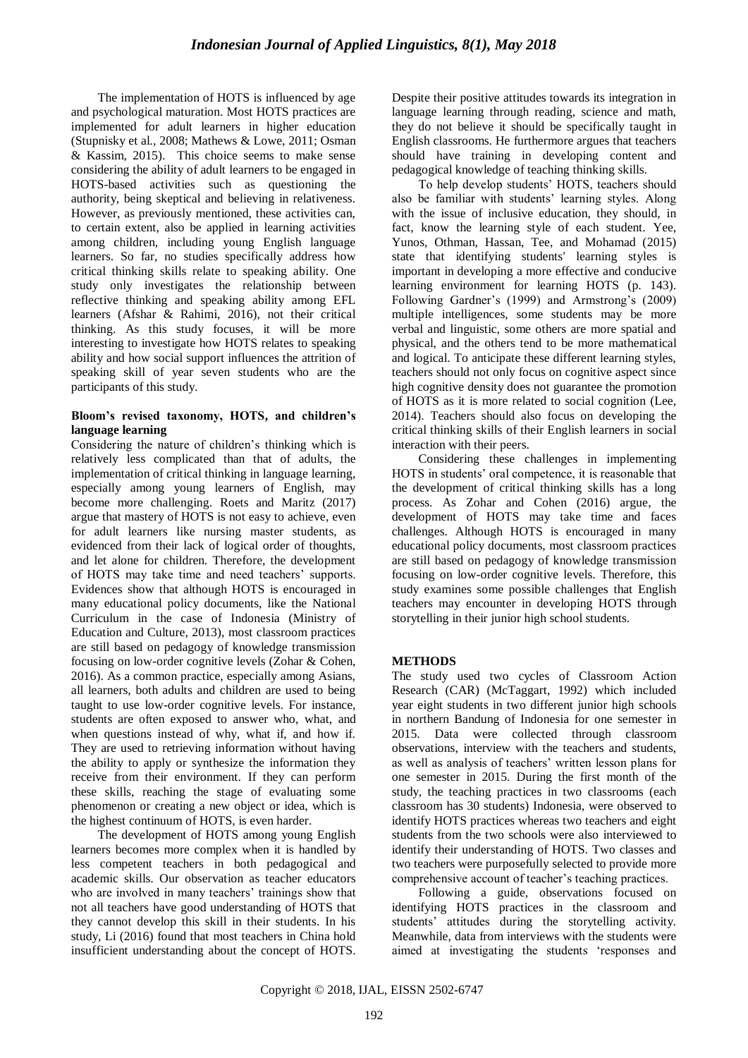The implementation of HOTS is influenced by age and psychological maturation. Most HOTS practices are implemented for adult learners in higher education (Stupnisky et al., 2008; Mathews & Lowe, 2011; Osman & Kassim, 2015). This choice seems to make sense considering the ability of adult learners to be engaged in HOTS-based activities such as questioning the authority, being skeptical and believing in relativeness. However, as previously mentioned, these activities can, to certain extent, also be applied in learning activities among children, including young English language learners. So far, no studies specifically address how critical thinking skills relate to speaking ability. One study only investigates the relationship between reflective thinking and speaking ability among EFL learners (Afshar & Rahimi, 2016), not their critical thinking. As this study focuses, it will be more interesting to investigate how HOTS relates to speaking ability and how social support influences the attrition of speaking skill of year seven students who are the participants of this study.

### Bloom's revised taxonomy, HOTS, and children's language learning

Considering the nature of children's thinking which is relatively less complicated than that of adults, the implementation of critical thinking in language learning, especially among young learners of English, may become more challenging. Roets and Maritz (2017) argue that mastery of HOTS is not easy to achieve, even for adult learners like nursing master students, as evidenced from their lack of logical order of thoughts, and let alone for children. Therefore, the development of HOTS may take time and need teachers' supports. Evidences show that although HOTS is encouraged in many educational policy documents, like the National Curriculum in the case of Indonesia (Ministry of Education and Culture, 2013), most classroom practices are still based on pedagogy of knowledge transmission focusing on low-order cognitive levels (Zohar & Cohen, 2016). As a common practice, especially among Asians, all learners, both adults and children are used to being taught to use low-order cognitive levels. For instance, students are often exposed to answer who, what, and when questions instead of why, what if, and how if. They are used to retrieving information without having the ability to apply or synthesize the information they receive from their environment. If they can perform these skills, reaching the stage of evaluating some phenomenon or creating a new object or idea, which is the highest continuum of HOTS, is even harder.

The development of HOTS among young English learners becomes more complex when it is handled by less competent teachers in both pedagogical and academic skills. Our observation as teacher educators who are involved in many teachers' trainings show that not all teachers have good understanding of HOTS that they cannot develop this skill in their students. In his study, Li (2016) found that most teachers in China hold insufficient understanding about the concept of HOTS. Despite their positive attitudes towards its integration in language learning through reading, science and math, they do not believe it should be specifically taught in English classrooms. He furthermore argues that teachers should have training in developing content and pedagogical knowledge of teaching thinking skills.

To help develop students' HOTS, teachers should also be familiar with students' learning styles. Along with the issue of inclusive education, they should, in fact, know the learning style of each student. Yee, Yunos, Othman, Hassan, Tee, and Mohamad (2015) state that identifying students' learning styles is important in developing a more effective and conducive learning environment for learning HOTS (p. 143). Following Gardner's (1999) and Armstrong's (2009) multiple intelligences, some students may be more verbal and linguistic, some others are more spatial and physical, and the others tend to be more mathematical and logical. To anticipate these different learning styles, teachers should not only focus on cognitive aspect since high cognitive density does not guarantee the promotion of HOTS as it is more related to social cognition (Lee, 2014). Teachers should also focus on developing the critical thinking skills of their English learners in social interaction with their peers.

Considering these challenges in implementing HOTS in students' oral competence, it is reasonable that the development of critical thinking skills has a long process. As Zohar and Cohen (2016) argue, the development of HOTS may take time and faces challenges. Although HOTS is encouraged in many educational policy documents, most classroom practices are still based on pedagogy of knowledge transmission focusing on low-order cognitive levels. Therefore, this study examines some possible challenges that English teachers may encounter in developing HOTS through storytelling in their junior high school students.

## METHODS

The study used two cycles of Classroom Action Research (CAR) (McTaggart, 1992) which included year eight students in two different junior high schools in northern Bandung of Indonesia for one semester in 2015. Data were collected through classroom observations, interview with the teachers and students, as well as analysis of teachers' written lesson plans for one semester in 2015. During the first month of the study, the teaching practices in two classrooms (each classroom has 30 students) Indonesia, were observed to identify HOTS practices whereas two teachers and eight students from the two schools were also interviewed to identify their understanding of HOTS. Two classes and two teachers were purposefully selected to provide more comprehensive account of teacher's teaching practices.

Following a guide, observations focused on identifying HOTS practices in the classroom and students' attitudes during the storytelling activity. Meanwhile, data from interviews with the students were aimed at investigating the students 'responses and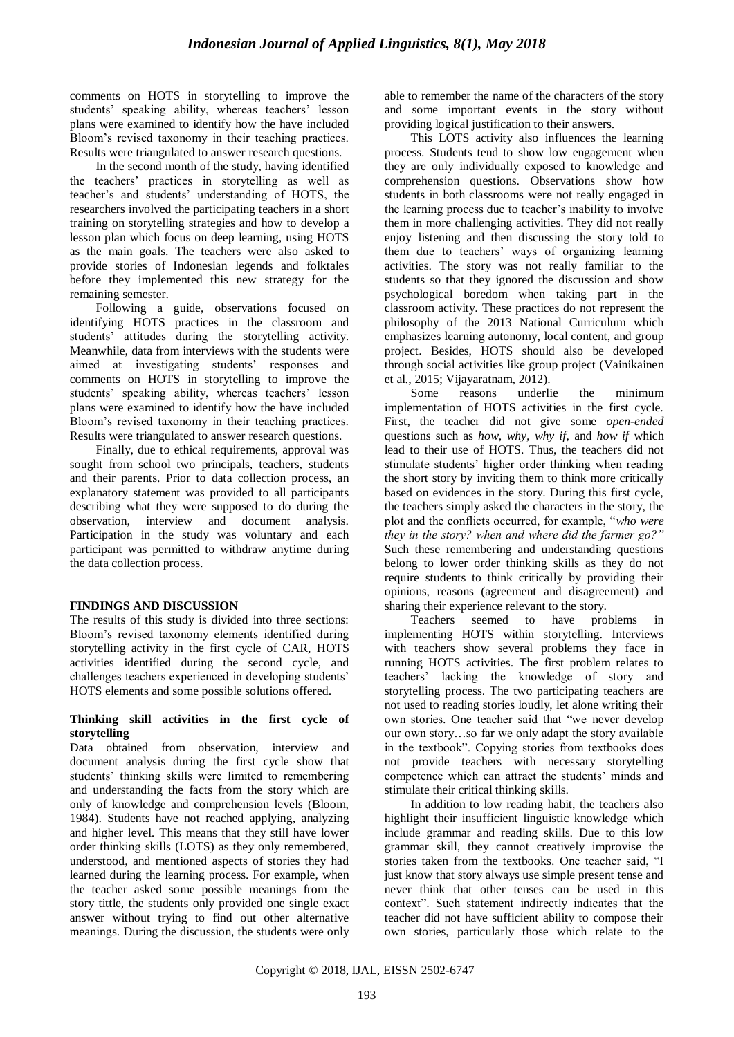comments on HOTS in storytelling to improve the students' speaking ability, whereas teachers' lesson plans were examined to identify how the have included Bloom's revised taxonomy in their teaching practices. Results were triangulated to answer research questions.

In the second month of the study, having identified the teachers' practices in storytelling as well as teacher's and students' understanding of HOTS, the researchers involved the participating teachers in a short training on storytelling strategies and how to develop a lesson plan which focus on deep learning, using HOTS as the main goals. The teachers were also asked to provide stories of Indonesian legends and folktales before they implemented this new strategy for the remaining semester.

Following a guide, observations focused on identifying HOTS practices in the classroom and students' attitudes during the storytelling activity. Meanwhile, data from interviews with the students were aimed at investigating students' responses and comments on HOTS in storytelling to improve the students' speaking ability, whereas teachers' lesson plans were examined to identify how the have included Bloom's revised taxonomy in their teaching practices. Results were triangulated to answer research questions.

Finally, due to ethical requirements, approval was sought from school two principals, teachers, students and their parents. Prior to data collection process, an explanatory statement was provided to all participants describing what they were supposed to do during the observation, interview and document analysis. Participation in the study was voluntary and each participant was permitted to withdraw anytime during the data collection process.

## FINDINGS AND DISCUSSION

The results of this study is divided into three sections: Bloom's revised taxonomy elements identified during storytelling activity in the first cycle of CAR, HOTS activities identified during the second cycle, and challenges teachers experienced in developing students' HOTS elements and some possible solutions offered.

### Thinking skill activities in the first cycle of storytelling

Data obtained from observation, interview and document analysis during the first cycle show that students' thinking skills were limited to remembering and understanding the facts from the story which are only of knowledge and comprehension levels (Bloom, 1984). Students have not reached applying, analyzing and higher level. This means that they still have lower order thinking skills (LOTS) as they only remembered, understood, and mentioned aspects of stories they had learned during the learning process. For example, when the teacher asked some possible meanings from the story tittle, the students only provided one single exact answer without trying to find out other alternative meanings. During the discussion, the students were only able to remember the name of the characters of the story and some important events in the story without providing logical justification to their answers.

This LOTS activity also influences the learning process. Students tend to show low engagement when they are only individually exposed to knowledge and comprehension questions. Observations show how students in both classrooms were not really engaged in the learning process due to teacher's inability to involve them in more challenging activities. They did not really enjoy listening and then discussing the story told to them due to teachers' ways of organizing learning activities. The story was not really familiar to the students so that they ignored the discussion and show psychological boredom when taking part in the classroom activity. These practices do not represent the philosophy of the 2013 National Curriculum which emphasizes learning autonomy, local content, and group project. Besides, HOTS should also be developed through social activities like group project (Vainikainen et al., 2015; Vijayaratnam, 2012).

Some reasons underlie the minimum implementation of HOTS activities in the first cycle. First, the teacher did not give some *open-ended* questions such as *how, why, why if,* and *how if* which lead to their use of HOTS. Thus, the teachers did not stimulate students' higher order thinking when reading the short story by inviting them to think more critically based on evidences in the story. During this first cycle, the teachers simply asked the characters in the story, the plot and the conflicts occurred, for example, "*who were they in the story? when and where did the farmer go?"* Such these remembering and understanding questions belong to lower order thinking skills as they do not require students to think critically by providing their opinions, reasons (agreement and disagreement) and sharing their experience relevant to the story.

Teachers seemed to have problems in implementing HOTS within storytelling. Interviews with teachers show several problems they face in running HOTS activities. The first problem relates to teachers' lacking the knowledge of story and storytelling process. The two participating teachers are not used to reading stories loudly, let alone writing their own stories. One teacher said that "we never develop our own story…so far we only adapt the story available in the textbook". Copying stories from textbooks does not provide teachers with necessary storytelling competence which can attract the students' minds and stimulate their critical thinking skills.

In addition to low reading habit, the teachers also highlight their insufficient linguistic knowledge which include grammar and reading skills. Due to this low grammar skill, they cannot creatively improvise the stories taken from the textbooks. One teacher said, "I just know that story always use simple present tense and never think that other tenses can be used in this context". Such statement indirectly indicates that the teacher did not have sufficient ability to compose their own stories, particularly those which relate to the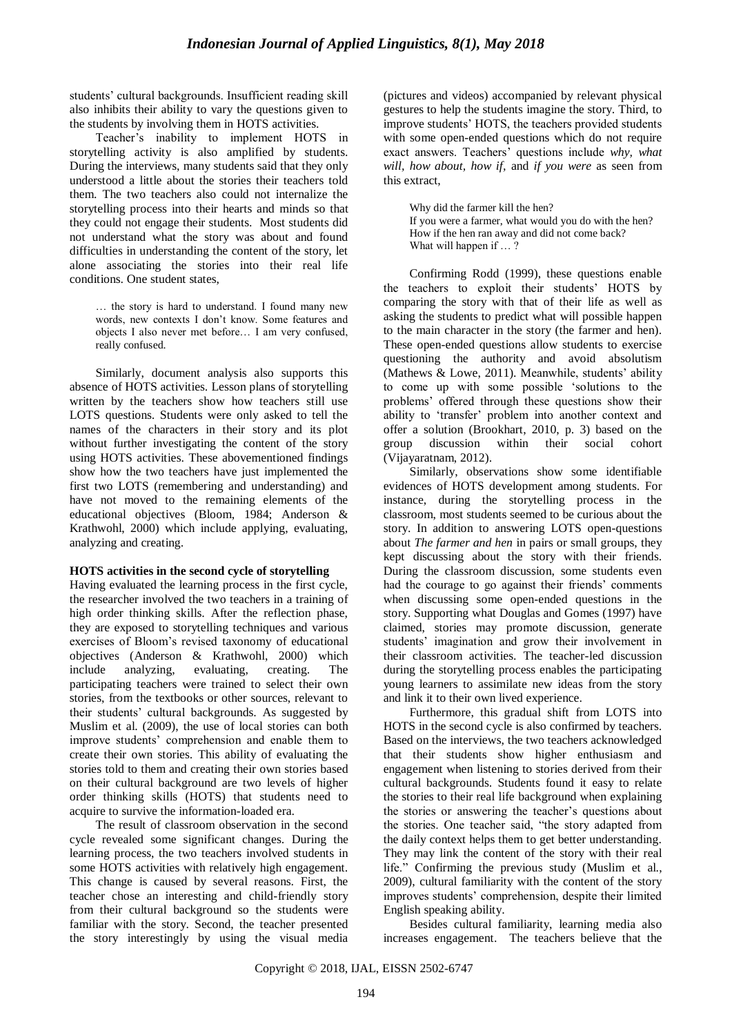students' cultural backgrounds. Insufficient reading skill also inhibits their ability to vary the questions given to the students by involving them in HOTS activities.

Teacher's inability to implement HOTS in storytelling activity is also amplified by students. During the interviews, many students said that they only understood a little about the stories their teachers told them. The two teachers also could not internalize the storytelling process into their hearts and minds so that they could not engage their students. Most students did not understand what the story was about and found difficulties in understanding the content of the story, let alone associating the stories into their real life conditions. One student states,

> … the story is hard to understand. I found many new words, new contexts I don't know. Some features and objects I also never met before… I am very confused, really confused.

Similarly, document analysis also supports this absence of HOTS activities. Lesson plans of storytelling written by the teachers show how teachers still use LOTS questions. Students were only asked to tell the names of the characters in their story and its plot without further investigating the content of the story using HOTS activities. These abovementioned findings show how the two teachers have just implemented the first two LOTS (remembering and understanding) and have not moved to the remaining elements of the educational objectives (Bloom, 1984; Anderson & Krathwohl, 2000) which include applying, evaluating, analyzing and creating.

**HOTS activities in the second cycle of storytelling**

Having evaluated the learning process in the first cycle, the researcher involved the two teachers in a training of high order thinking skills. After the reflection phase, they are exposed to storytelling techniques and various exercises of Bloom's revised taxonomy of educational objectives (Anderson & Krathwohl, 2000) which include analyzing, evaluating, creating. The participating teachers were trained to select their own stories, from the textbooks or other sources, relevant to their students' cultural backgrounds. As suggested by Muslim et al. (2009), the use of local stories can both improve students' comprehension and enable them to create their own stories. This ability of evaluating the stories told to them and creating their own stories based on their cultural background are two levels of higher order thinking skills (HOTS) that students need to acquire to survive the information-loaded era.

The result of classroom observation in the second cycle revealed some significant changes. During the learning process, the two teachers involved students in some HOTS activities with relatively high engagement. This change is caused by several reasons. First, the teacher chose an interesting and child-friendly story from their cultural background so the students were familiar with the story. Second, the teacher presented the story interestingly by using the visual media (pictures and videos) accompanied by relevant physical gestures to help the students imagine the story. Third, to improve students' HOTS, the teachers provided students with some open-ended questions which do not require exact answers. Teachers' questions include *why*, *what will*, *how about*, *how if*, and *if you were* as seen from this extract,

> Why did the farmer kill the hen?
> If you were a farmer, what would you do with the hen?
> How if the hen ran away and did not come back?
> What will happen if … ?

Confirming Rodd (1999), these questions enable the teachers to exploit their students' HOTS by comparing the story with that of their life as well as asking the students to predict what will possible happen to the main character in the story (the farmer and hen). These open-ended questions allow students to exercise questioning the authority and avoid absolutism (Mathews & Lowe, 2011). Meanwhile, students' ability to come up with some possible 'solutions to the problems' offered through these questions show their ability to 'transfer' problem into another context and offer a solution (Brookhart, 2010, p. 3) based on the group discussion within their social cohort (Vijayaratnam, 2012).

Similarly, observations show some identifiable evidences of HOTS development among students. For instance, during the storytelling process in the classroom, most students seemed to be curious about the story. In addition to answering LOTS open-questions about *The farmer and hen* in pairs or small groups, they kept discussing about the story with their friends. During the classroom discussion, some students even had the courage to go against their friends' comments when discussing some open-ended questions in the story. Supporting what Douglas and Gomes (1997) have claimed, stories may promote discussion, generate students' imagination and grow their involvement in their classroom activities. The teacher-led discussion during the storytelling process enables the participating young learners to assimilate new ideas from the story and link it to their own lived experience.

Furthermore, this gradual shift from LOTS into HOTS in the second cycle is also confirmed by teachers. Based on the interviews, the two teachers acknowledged that their students show higher enthusiasm and engagement when listening to stories derived from their cultural backgrounds. Students found it easy to relate the stories to their real life background when explaining the stories or answering the teacher's questions about the stories. One teacher said, "the story adapted from the daily context helps them to get better understanding. They may link the content of the story with their real life." Confirming the previous study (Muslim et al., 2009), cultural familiarity with the content of the story improves students' comprehension, despite their limited English speaking ability.

Besides cultural familiarity, learning media also increases engagement. The teachers believe that the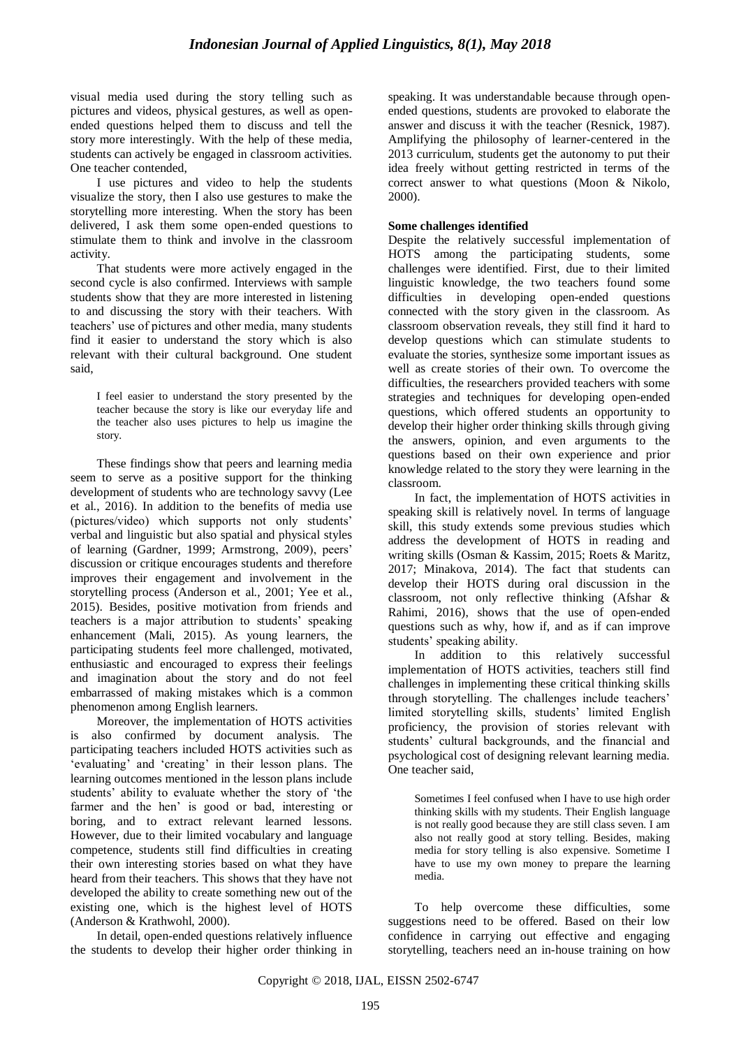visual media used during the story telling such as pictures and videos, physical gestures, as well as open-ended questions helped them to discuss and tell the story more interestingly. With the help of these media, students can actively be engaged in classroom activities. One teacher contended,

I use pictures and video to help the students visualize the story, then I also use gestures to make the storytelling more interesting. When the story has been delivered, I ask them some open-ended questions to stimulate them to think and involve in the classroom activity.

That students were more actively engaged in the second cycle is also confirmed. Interviews with sample students show that they are more interested in listening to and discussing the story with their teachers. With teachers' use of pictures and other media, many students find it easier to understand the story which is also relevant with their cultural background. One student said,

> I feel easier to understand the story presented by the teacher because the story is like our everyday life and the teacher also uses pictures to help us imagine the story.

These findings show that peers and learning media seem to serve as a positive support for the thinking development of students who are technology savvy (Lee et al., 2016). In addition to the benefits of media use (pictures/video) which supports not only students' verbal and linguistic but also spatial and physical styles of learning (Gardner, 1999; Armstrong, 2009), peers' discussion or critique encourages students and therefore improves their engagement and involvement in the storytelling process (Anderson et al., 2001; Yee et al., 2015). Besides, positive motivation from friends and teachers is a major attribution to students' speaking enhancement (Mali, 2015). As young learners, the participating students feel more challenged, motivated, enthusiastic and encouraged to express their feelings and imagination about the story and do not feel embarrassed of making English mistakes which is a common phenomenon among English learners.

Moreover, the implementation of HOTS activities is also confirmed by document analysis. The participating teachers included HOTS activities such as 'evaluating' and 'creating' in their lesson plans. The learning outcomes mentioned in the lesson plans include students' ability to evaluate whether the story of 'the farmer and the hen' is good or bad, interesting or boring, and to extract relevant learned lessons. However, due to their limited vocabulary and language competence, students still find difficulties in creating their own interesting stories based on what they have heard from their teachers. This shows that they have not developed the ability to create something new out of the existing one, which is the highest level of HOTS (Anderson & Krathwohl, 2000).

In detail, open-ended questions relatively influence the students to develop their higher order thinking in speaking. It was understandable because through open-ended questions, students are provoked to elaborate the answer and discuss it with the teacher (Resnick, 1987). Amplifying the philosophy of learner-centered in the 2013 curriculum, students get the autonomy to put their idea freely without getting restricted in terms of the correct answer to what questions (Moon & Nikolo, 2000).

**Some challenges identified**

Despite the relatively successful implementation of HOTS among the participating students, some challenges were identified. First, due to their limited linguistic knowledge, the two teachers found some difficulties in developing open-ended questions connected with the story given in the classroom. As classroom observation reveals, they still find it hard to develop questions which can stimulate students to evaluate the stories, synthesize some important issues as well as create stories of their own. To overcome the difficulties, the researchers provided teachers with some strategies and techniques for developing open-ended questions, which offered students an opportunity to develop their higher order thinking skills through giving the answers, opinion, and even arguments to the questions based on their own experience and prior knowledge related to the story they were learning in the classroom.

In fact, the implementation of HOTS activities in speaking skill is relatively novel. In terms of language skill, this study extends some previous studies which address the development of HOTS in reading and writing skills (Osman & Kassim, 2015; Roets & Maritz, 2017; Minakova, 2014). The fact that students can develop their HOTS during oral discussion in the classroom, not only reflective thinking (Afshar & Rahimi, 2016), shows that the use of open-ended questions such as why, how if, and as if can improve students' speaking ability.

In addition to this relatively successful implementation of HOTS activities, teachers still find challenges in implementing these critical thinking skills through storytelling. The challenges include teachers' limited storytelling skills, students' limited English proficiency, the provision of stories relevant with students' cultural backgrounds, and the financial and psychological cost of designing relevant learning media. One teacher said,

> Sometimes I feel confused when I have to use high order thinking skills with my students. Their English language is not really good because they are still class seven. I am also not really good at story telling. Besides, making media for story telling is also expensive. Sometime I have to use my own money to prepare the learning media.

To help overcome these difficulties, some suggestions need to be offered. Based on their low confidence in carrying out effective and engaging storytelling, teachers need an in-house training on how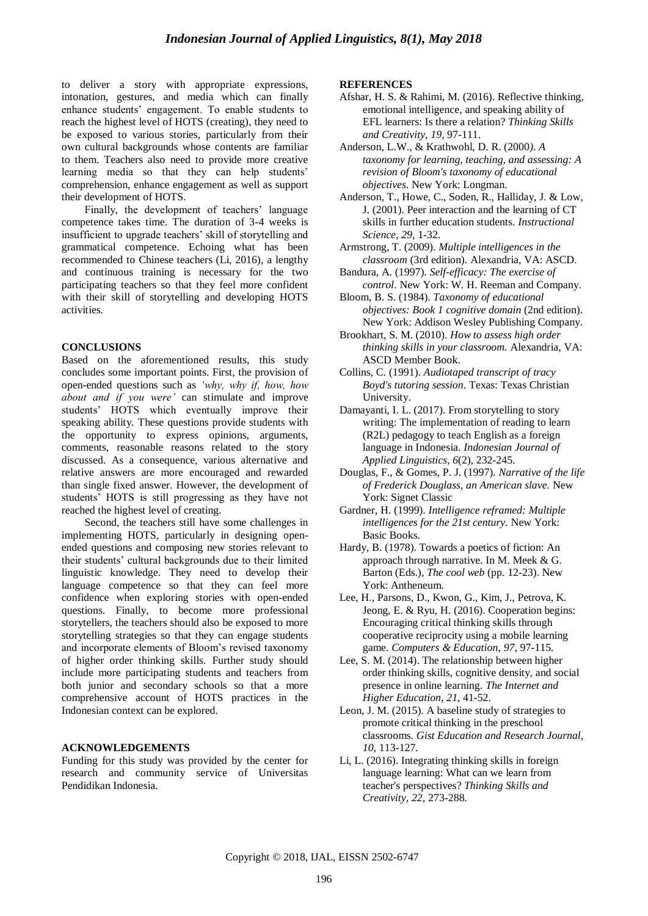to deliver a story with appropriate expressions, intonation, gestures, and media which can finally enhance students' engagement. To enable students to reach the highest level of HOTS (creating), they need to be exposed to various stories, particularly from their own cultural backgrounds whose contents are familiar to them. Teachers also need to provide more creative learning media so that they can help students' comprehension, enhance engagement as well as support their development of HOTS.

Finally, the development of teachers' language competence takes time. The duration of 3-4 weeks is insufficient to upgrade teachers' skill of storytelling and grammatical competence. Echoing what has been recommended to Chinese teachers (Li, 2016), a lengthy and continuous training is necessary for the two participating teachers so that they feel more confident with their skill of storytelling and developing HOTS activities.

## CONCLUSIONS

Based on the aforementioned results, this study concludes some important points. First, the provision of open-ended questions such as *'why, why if, how, how about and if you were'* can stimulate and improve students' HOTS which eventually improve their speaking ability. These questions provide students with the opportunity to express opinions, arguments, comments, reasonable reasons related to the story discussed. As a consequence, various alternative and relative answers are more encouraged and rewarded than single fixed answer. However, the development of students' HOTS is still progressing as they have not reached the highest level of creating.

Second, the teachers still have some challenges in implementing HOTS, particularly in designing open-ended questions and composing new stories relevant to their students' cultural backgrounds due to their limited linguistic knowledge. They need to develop their language competence so that they can feel more confidence when exploring stories with open-ended questions. Finally, to become more professional storytellers, the teachers should also be exposed to more storytelling strategies so that they can engage students and incorporate elements of Bloom's revised taxonomy of higher order thinking skills. Further study should include more participating students and teachers from both junior and secondary schools so that a more comprehensive account of HOTS practices in the Indonesian context can be explored.

## ACKNOWLEDGEMENTS

Funding for this study was provided by the center for research and community service of Universitas Pendidikan Indonesia.

## REFERENCES

Afshar, H. S. & Rahimi, M. (2016). Reflective thinking, emotional intelligence, and speaking ability of EFL learners: Is there a relation? *Thinking Skills and Creativity, 19*, 97-111.

Anderson, L.W., & Krathwohl, D. R. (2000*). A taxonomy for learning, teaching, and assessing: A revision of Bloom's taxonomy of educational objectives*. New York: Longman.

Anderson, T., Howe, C., Soden, R., Halliday, J. & Low, J. (2001). Peer interaction and the learning of CT skills in further education students. *Instructional Science, 29*, 1-32.

Armstrong, T. (2009). *Multiple intelligences in the classroom* (3rd edition). Alexandria, VA: ASCD.

Bandura, A. (1997). *Self-efficacy: The exercise of control*. New York: W. H. Reeman and Company.

Bloom, B. S. (1984). *Taxonomy of educational objectives: Book 1 cognitive domain* (2nd edition). New York: Addison Wesley Publishing Company.

Brookhart, S. M. (2010). *How to assess high order thinking skills in your classroom.* Alexandria, VA: ASCD Member Book.

Collins, C. (1991). *Audiotaped transcript of tracy Boyd's tutoring session*. Texas: Texas Christian University.

Damayanti, I. L. (2017). From storytelling to story writing: The implementation of reading to learn (R2L) pedagogy to teach English as a foreign language in Indonesia. *Indonesian Journal of Applied Linguistics, 6*(2), 232-245.

Douglas, F., & Gomes, P. J. (1997). *Narrative of the life of Frederick Douglass, an American slave.* New York: Signet Classic

Gardner, H. (1999). *Intelligence reframed: Multiple intelligences for the 21st century.* New York: Basic Books.

Hardy, B. (1978). Towards a poetics of fiction: An approach through narrative. In M. Meek & G. Barton (Eds.), *The cool web* (pp. 12-23). New York: Antheneum.

Lee, H., Parsons, D., Kwon, G., Kim, J., Petrova, K. Jeong, E. & Ryu, H. (2016). Cooperation begins: Encouraging critical thinking skills through cooperative reciprocity using a mobile learning game. *Computers & Education, 97*, 97-115.

Lee, S. M. (2014). The relationship between higher order thinking skills, cognitive density, and social presence in online learning. *The Internet and Higher Education, 21*, 41-52.

Leon, J. M. (2015). A baseline study of strategies to promote critical thinking in the preschool classrooms. *Gist Education and Research Journal, 10*, 113-127.

Li, L. (2016). Integrating thinking skills in foreign language learning: What can we learn from teacher's perspectives? *Thinking Skills and Creativity, 22*, 273-288.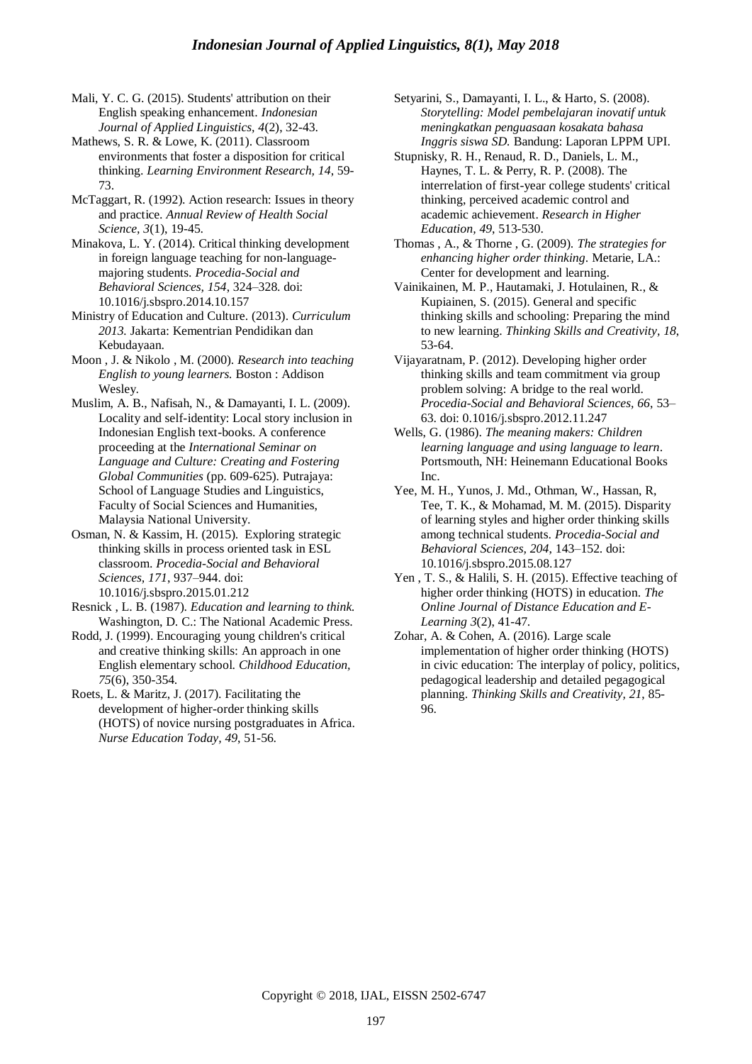Mali, Y. C. G. (2015). Students' attribution on their English speaking enhancement. *Indonesian Journal of Applied Linguistics, 4*(2), 32-43.

Mathews, S. R. & Lowe, K. (2011). Classroom environments that foster a disposition for critical thinking. *Learning Environment Research, 14*, 59-73.

McTaggart, R. (1992). Action research: Issues in theory and practice. *Annual Review of Health Social Science, 3*(1), 19-45.

Minakova, L. Y. (2014). Critical thinking development in foreign language teaching for non-language-majoring students. *Procedia-Social and Behavioral Sciences, 154*, 324–328. doi: 10.1016/j.sbspro.2014.10.157

Ministry of Education and Culture. (2013). *Curriculum 2013.* Jakarta: Kementrian Pendidikan dan Kebudayaan.

Moon , J. & Nikolo , M. (2000). *Research into teaching English to young learners.* Boston : Addison Wesley.

Muslim, A. B., Nafisah, N., & Damayanti, I. L. (2009). Locality and self-identity: Local story inclusion in Indonesian English text-books. A conference proceeding at the *International Seminar on Language and Culture: Creating and Fostering Global Communities* (pp. 609-625). Putrajaya: School of Language Studies and Linguistics, Faculty of Social Sciences and Humanities, Malaysia National University.

Osman, N. & Kassim, H. (2015). Exploring strategic thinking skills in process oriented task in ESL classroom. *Procedia-Social and Behavioral Sciences, 171*, 937–944. doi: 10.1016/j.sbspro.2015.01.212

Resnick , L. B. (1987). *Education and learning to think.* Washington, D. C.: The National Academic Press.

Rodd, J. (1999). Encouraging young children's critical and creative thinking skills: An approach in one English elementary school. *Childhood Education, 75*(6), 350-354.

Roets, L. & Maritz, J. (2017). Facilitating the development of higher-order thinking skills (HOTS) of novice nursing postgraduates in Africa. *Nurse Education Today, 49*, 51-56.

Setyarini, S., Damayanti, I. L., & Harto, S. (2008). *Storytelling: Model pembelajaran inovatif untuk meningkatkan penguasaan kosakata bahasa Inggris siswa SD.* Bandung: Laporan LPPM UPI.

Stupnisky, R. H., Renaud, R. D., Daniels, L. M., Haynes, T. L. & Perry, R. P. (2008). The interrelation of first-year college students' critical thinking, perceived academic control and academic achievement. *Research in Higher Education, 49*, 513-530.

Thomas , A., & Thorne , G. (2009). *The strategies for enhancing higher order thinking*. Metarie, LA.: Center for development and learning.

Vainikainen, M. P., Hautamaki, J. Hotulainen, R., & Kupiainen, S. (2015). General and specific thinking skills and schooling: Preparing the mind to new learning. *Thinking Skills and Creativity, 18*, 53-64.

Vijayaratnam, P. (2012). Developing higher order thinking skills and team commitment via group problem solving: A bridge to the real world. *Procedia-Social and Behavioral Sciences, 66*, 53–63. doi: 0.1016/j.sbspro.2012.11.247

Wells, G. (1986). *The meaning makers: Children learning language and using language to learn*. Portsmouth, NH: Heinemann Educational Books Inc.

Yee, M. H., Yunos, J. Md., Othman, W., Hassan, R, Tee, T. K., & Mohamad, M. M. (2015). Disparity of learning styles and higher order thinking skills among technical students. *Procedia-Social and Behavioral Sciences, 204*, 143–152. doi: 10.1016/j.sbspro.2015.08.127

Yen , T. S., & Halili, S. H. (2015). Effective teaching of higher order thinking (HOTS) in education. *The Online Journal of Distance Education and E-Learning 3*(2), 41-47.

Zohar, A. & Cohen, A. (2016). Large scale implementation of higher order thinking (HOTS) in civic education: The interplay of policy, politics, pedagogical leadership and detailed pegagogical planning. *Thinking Skills and Creativity, 21*, 85-96.